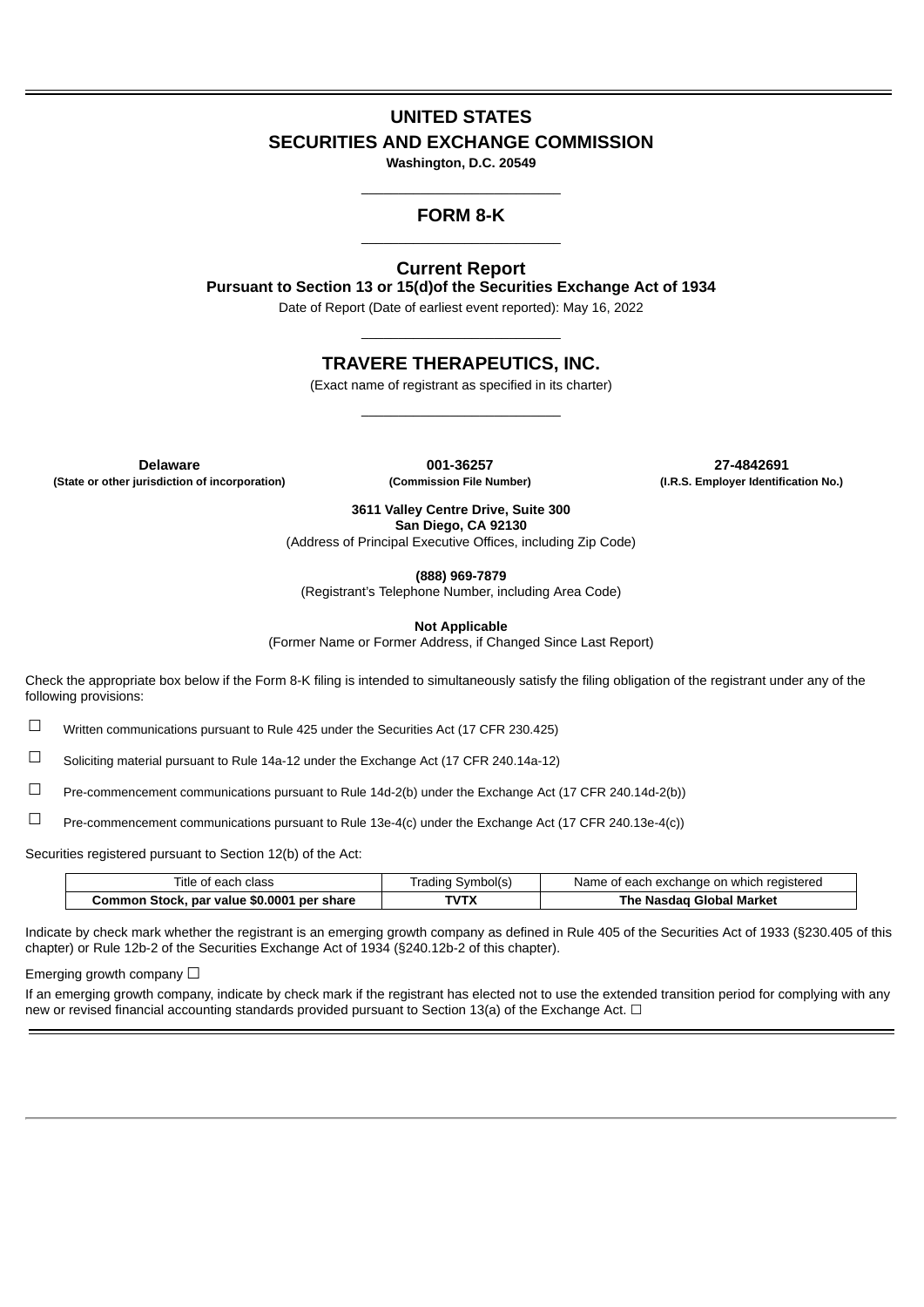# UNITED STATES
# SECURITIES AND EXCHANGE COMMISSION

**Washington, D.C. 20549**

## FORM 8-K

## Current Report

**Pursuant to Section 13 or 15(d)of the Securities Exchange Act of 1934**

Date of Report (Date of earliest event reported): May 16, 2022

## TRAVERE THERAPEUTICS, INC.

(Exact name of registrant as specified in its charter)

| **Delaware** | **001-36257** | **27-4842691** |
|---|---|---|
| **(State or other jurisdiction of incorporation)** | **(Commission File Number)** | **(I.R.S. Employer Identification No.)** |

**3611 Valley Centre Drive, Suite 300**
**San Diego, CA 92130**
(Address of Principal Executive Offices, including Zip Code)

**(888) 969-7879**
(Registrant's Telephone Number, including Area Code)

**Not Applicable**
(Former Name or Former Address, if Changed Since Last Report)

Check the appropriate box below if the Form 8-K filing is intended to simultaneously satisfy the filing obligation of the registrant under any of the following provisions:

☐ Written communications pursuant to Rule 425 under the Securities Act (17 CFR 230.425)

☐ Soliciting material pursuant to Rule 14a-12 under the Exchange Act (17 CFR 240.14a-12)

☐ Pre-commencement communications pursuant to Rule 14d-2(b) under the Exchange Act (17 CFR 240.14d-2(b))

☐ Pre-commencement communications pursuant to Rule 13e-4(c) under the Exchange Act (17 CFR 240.13e-4(c))

Securities registered pursuant to Section 12(b) of the Act:

| Title of each class | Trading Symbol(s) | Name of each exchange on which registered |
|---|---|---|
| **Common Stock, par value $0.0001 per share** | **TVTX** | **The Nasdaq Global Market** |

Indicate by check mark whether the registrant is an emerging growth company as defined in Rule 405 of the Securities Act of 1933 (§230.405 of this chapter) or Rule 12b-2 of the Securities Exchange Act of 1934 (§240.12b-2 of this chapter).

Emerging growth company ☐

If an emerging growth company, indicate by check mark if the registrant has elected not to use the extended transition period for complying with any new or revised financial accounting standards provided pursuant to Section 13(a) of the Exchange Act. ☐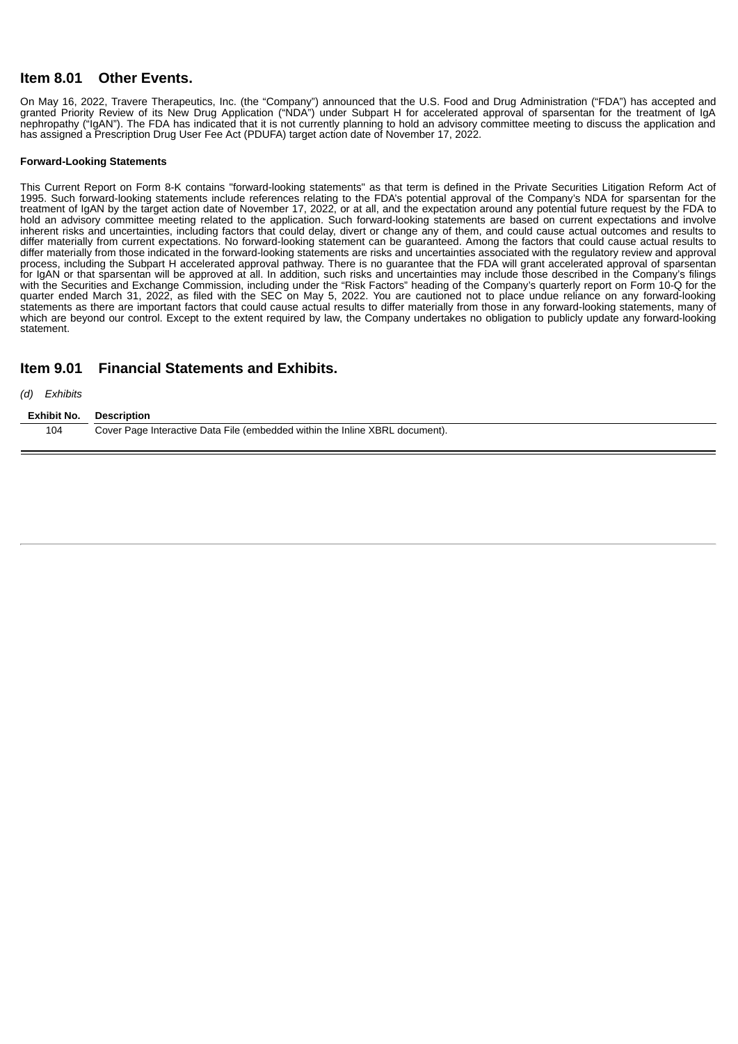## Item 8.01 Other Events.

On May 16, 2022, Travere Therapeutics, Inc. (the "Company") announced that the U.S. Food and Drug Administration ("FDA") has accepted and granted Priority Review of its New Drug Application ("NDA") under Subpart H for accelerated approval of sparsentan for the treatment of IgA nephropathy ("IgAN"). The FDA has indicated that it is not currently planning to hold an advisory committee meeting to discuss the application and has assigned a Prescription Drug User Fee Act (PDUFA) target action date of November 17, 2022.

**Forward-Looking Statements**

This Current Report on Form 8-K contains "forward-looking statements" as that term is defined in the Private Securities Litigation Reform Act of 1995. Such forward-looking statements include references relating to the FDA's potential approval of the Company's NDA for sparsentan for the treatment of IgAN by the target action date of November 17, 2022, or at all, and the expectation around any potential future request by the FDA to hold an advisory committee meeting related to the application. Such forward-looking statements are based on current expectations and involve inherent risks and uncertainties, including factors that could delay, divert or change any of them, and could cause actual outcomes and results to differ materially from current expectations. No forward-looking statement can be guaranteed. Among the factors that could cause actual results to differ materially from those indicated in the forward-looking statements are risks and uncertainties associated with the regulatory review and approval process, including the Subpart H accelerated approval pathway. There is no guarantee that the FDA will grant accelerated approval of sparsentan for IgAN or that sparsentan will be approved at all. In addition, such risks and uncertainties may include those described in the Company's filings with the Securities and Exchange Commission, including under the "Risk Factors" heading of the Company's quarterly report on Form 10-Q for the quarter ended March 31, 2022, as filed with the SEC on May 5, 2022. You are cautioned not to place undue reliance on any forward-looking statements as there are important factors that could cause actual results to differ materially from those in any forward-looking statements, many of which are beyond our control. Except to the extent required by law, the Company undertakes no obligation to publicly update any forward-looking statement.

## Item 9.01 Financial Statements and Exhibits.

*(d) Exhibits*

| Exhibit No. | Description |
|---|---|
| 104 | Cover Page Interactive Data File (embedded within the Inline XBRL document). |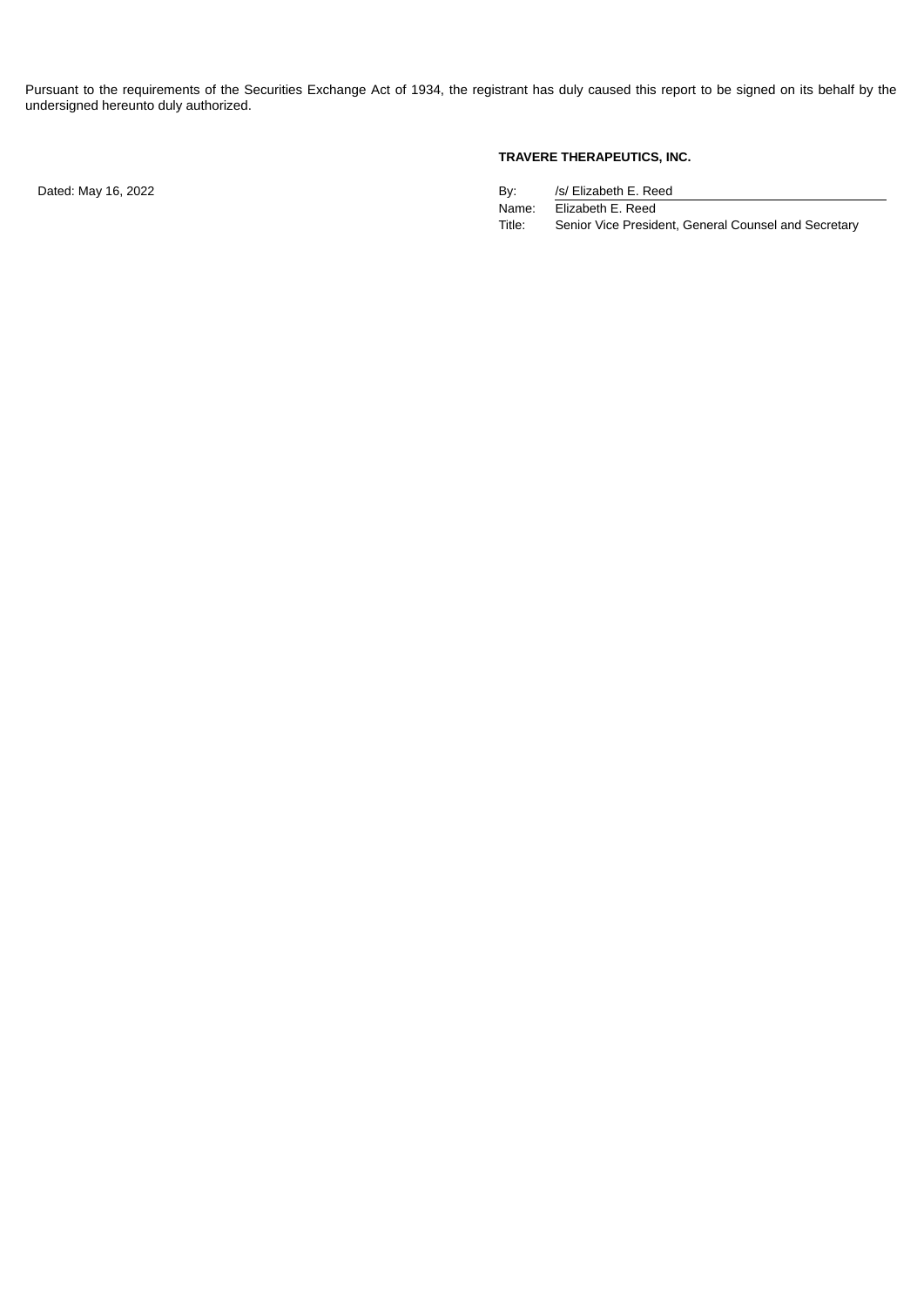Pursuant to the requirements of the Securities Exchange Act of 1934, the registrant has duly caused this report to be signed on its behalf by the undersigned hereunto duly authorized.

**TRAVERE THERAPEUTICS, INC.**

| | | |
|---|---|---|
| Dated: May 16, 2022 | By: | /s/ Elizabeth E. Reed |
| | Name: | Elizabeth E. Reed |
| | Title: | Senior Vice President, General Counsel and Secretary |